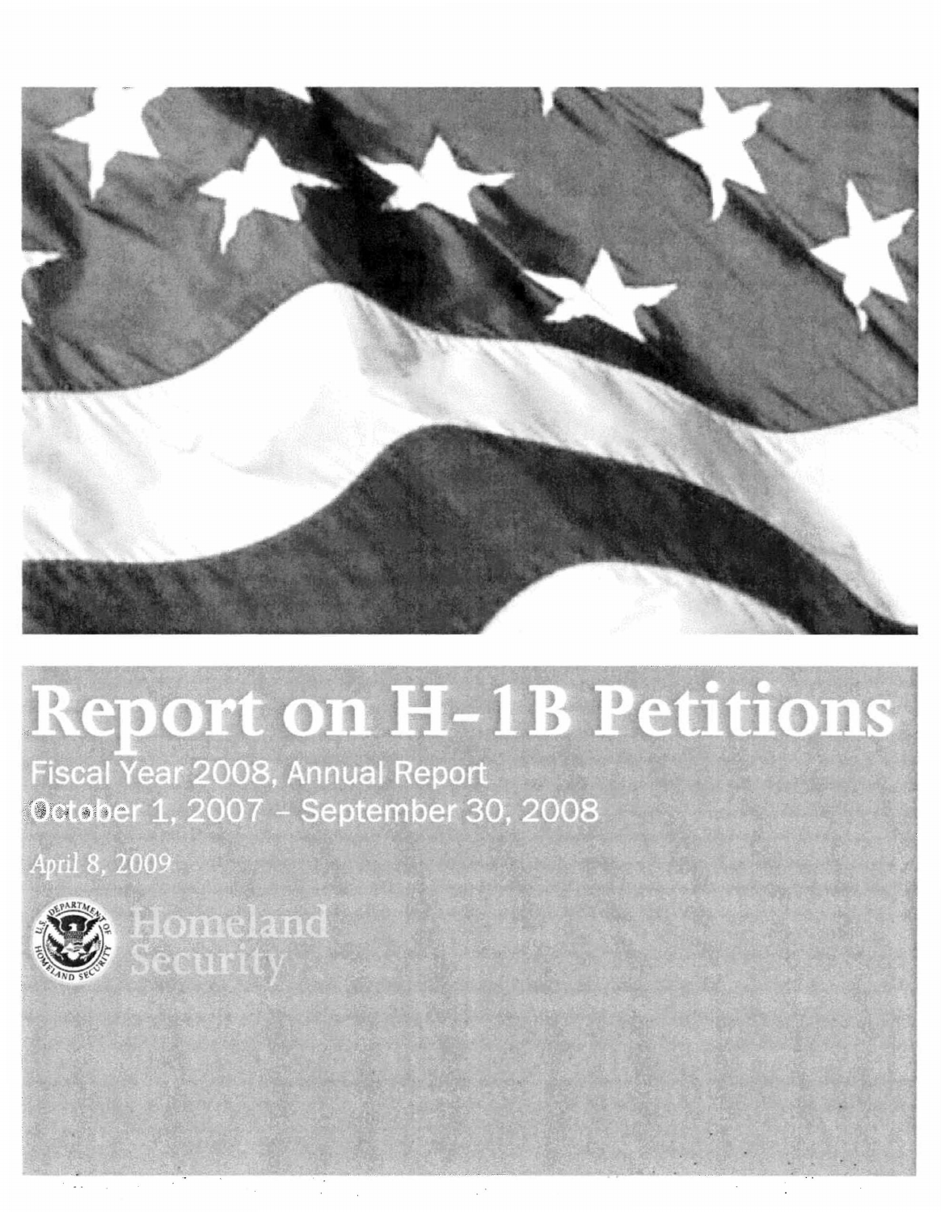# Report on H-1B Petitions

Fiscal Year 2008, Annual Report

October 1, 2007 – September 30, 2008

*April 8, 2009*

Homeland Security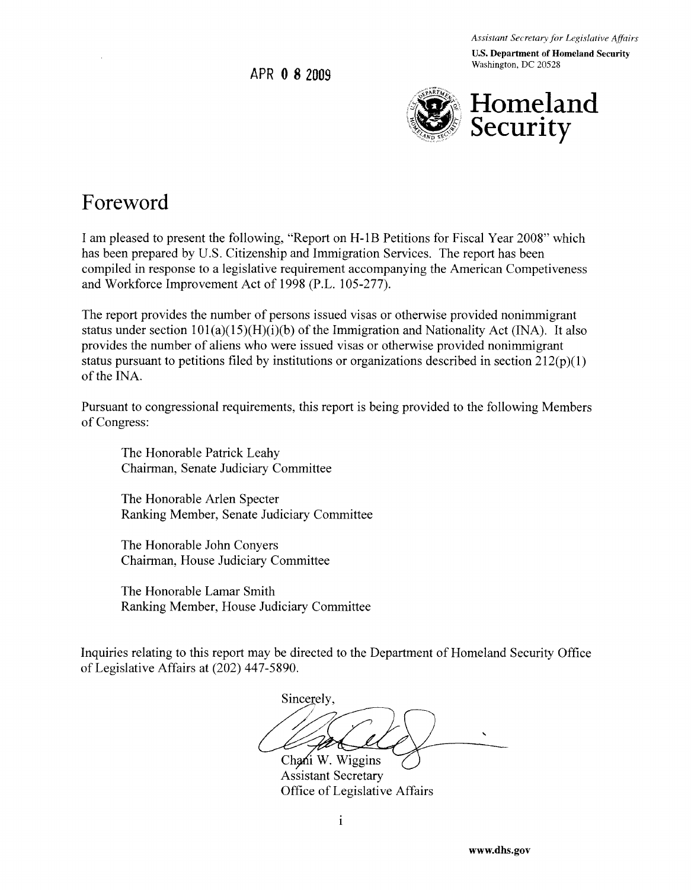APR 0 8 2009

*Assistant Secretary for Legislative Affairs*

**U.S. Department of Homeland Security**
Washington, DC 20528

**Homeland Security**

# Foreword

I am pleased to present the following, "Report on H-1B Petitions for Fiscal Year 2008" which has been prepared by U.S. Citizenship and Immigration Services. The report has been compiled in response to a legislative requirement accompanying the American Competiveness and Workforce Improvement Act of 1998 (P.L. 105-277).

The report provides the number of persons issued visas or otherwise provided nonimmigrant status under section 101(a)(15)(H)(i)(b) of the Immigration and Nationality Act (INA). It also provides the number of aliens who were issued visas or otherwise provided nonimmigrant status pursuant to petitions filed by institutions or organizations described in section 212(p)(1) of the INA.

Pursuant to congressional requirements, this report is being provided to the following Members of Congress:

The Honorable Patrick Leahy
Chairman, Senate Judiciary Committee

The Honorable Arlen Specter
Ranking Member, Senate Judiciary Committee

The Honorable John Conyers
Chairman, House Judiciary Committee

The Honorable Lamar Smith
Ranking Member, House Judiciary Committee

Inquiries relating to this report may be directed to the Department of Homeland Security Office of Legislative Affairs at (202) 447-5890.

Sincerely,

Chani W. Wiggins
Assistant Secretary
Office of Legislative Affairs

www.dhs.gov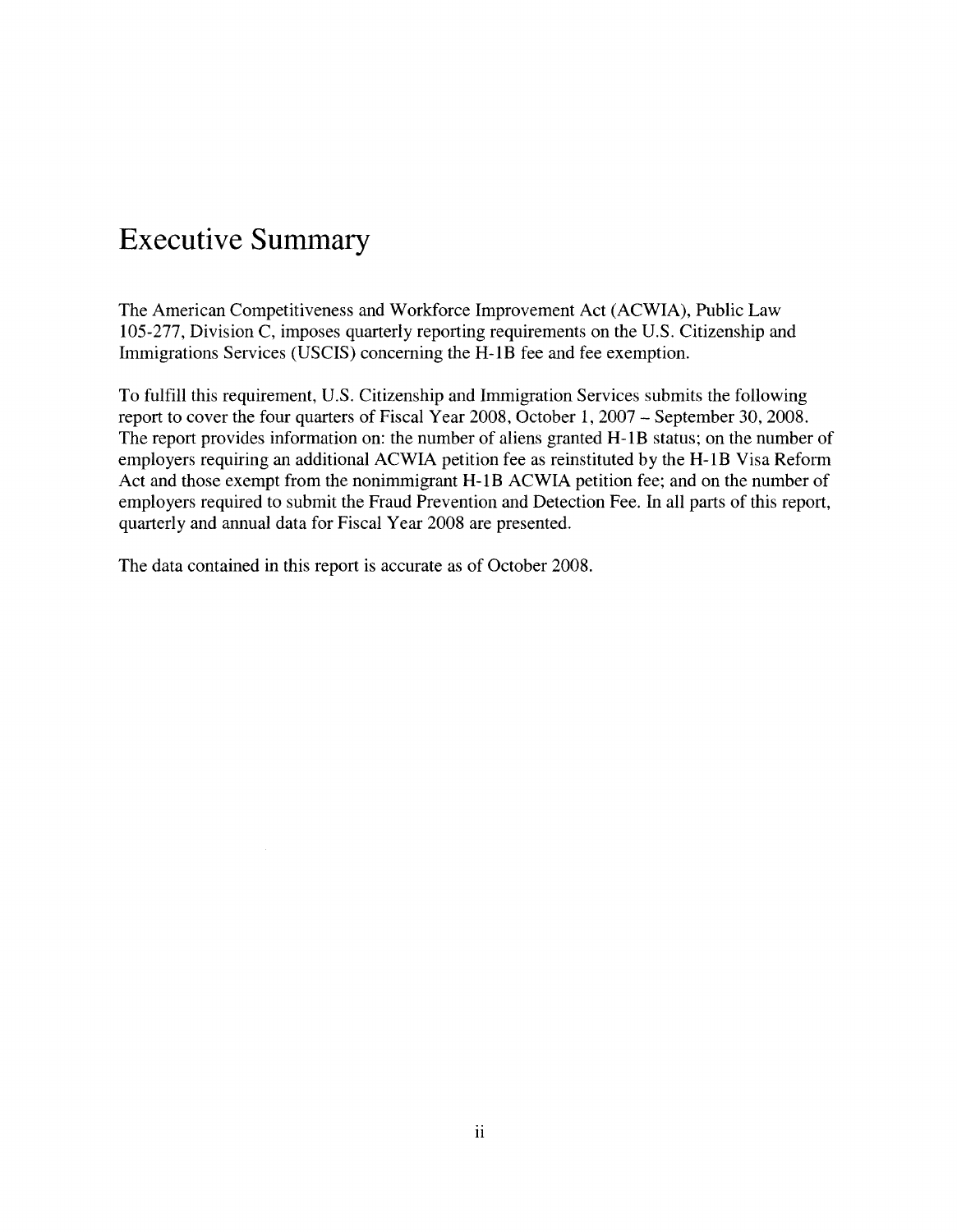# Executive Summary

The American Competitiveness and Workforce Improvement Act (ACWIA), Public Law 105-277, Division C, imposes quarterly reporting requirements on the U.S. Citizenship and Immigrations Services (USCIS) concerning the H-1B fee and fee exemption.

To fulfill this requirement, U.S. Citizenship and Immigration Services submits the following report to cover the four quarters of Fiscal Year 2008, October 1, 2007 – September 30, 2008. The report provides information on: the number of aliens granted H-1B status; on the number of employers requiring an additional ACWIA petition fee as reinstituted by the H-1B Visa Reform Act and those exempt from the nonimmigrant H-1B ACWIA petition fee; and on the number of employers required to submit the Fraud Prevention and Detection Fee. In all parts of this report, quarterly and annual data for Fiscal Year 2008 are presented.

The data contained in this report is accurate as of October 2008.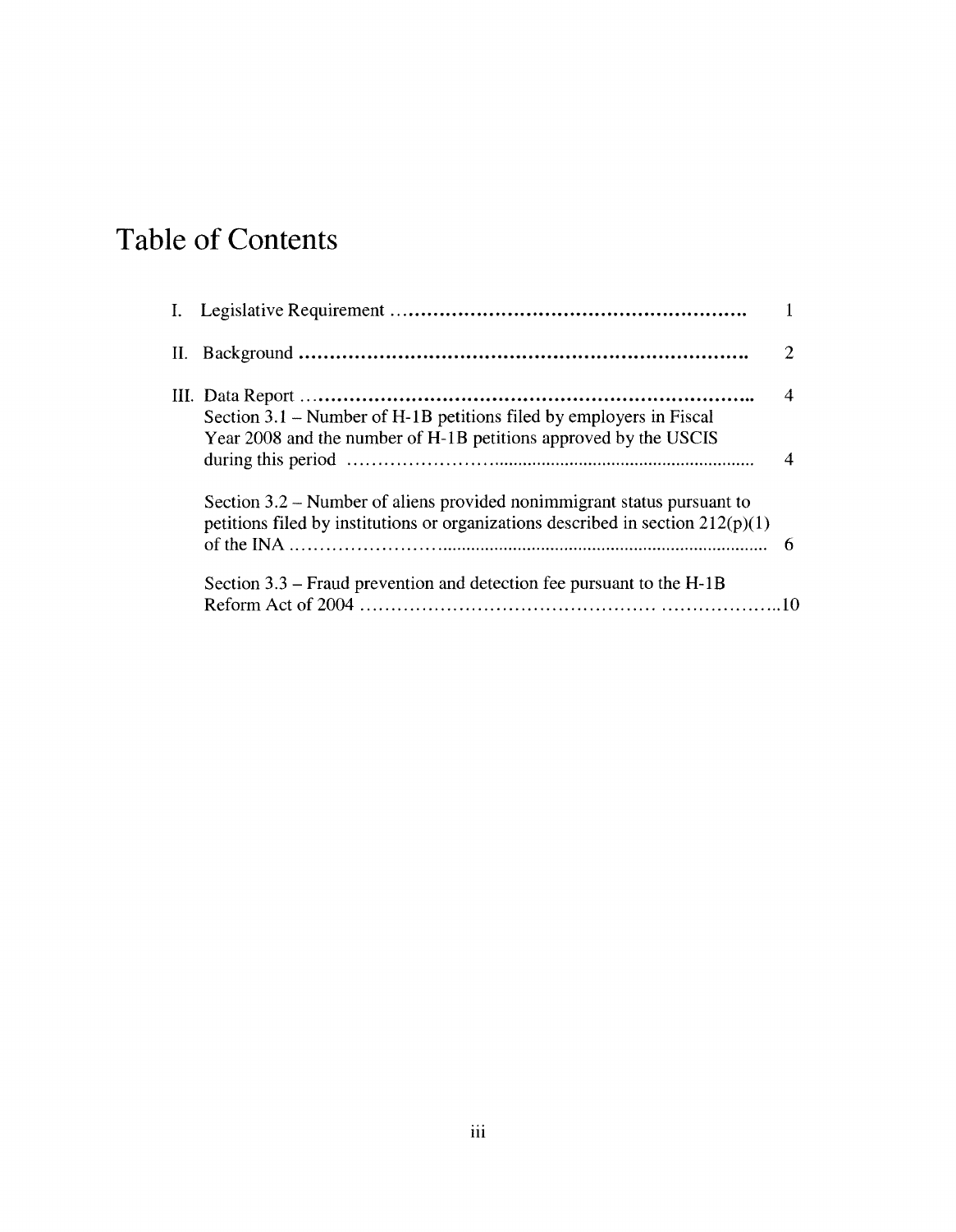# Table of Contents

| | |
|---|---|
| I. Legislative Requirement | 1 |
| II. Background | 2 |
| III. Data Report | 4 |
| Section 3.1 – Number of H-1B petitions filed by employers in Fiscal Year 2008 and the number of H-1B petitions approved by the USCIS during this period | 4 |
| Section 3.2 – Number of aliens provided nonimmigrant status pursuant to petitions filed by institutions or organizations described in section 212(p)(1) of the INA | 6 |
| Section 3.3 – Fraud prevention and detection fee pursuant to the H-1B Reform Act of 2004 | 10 |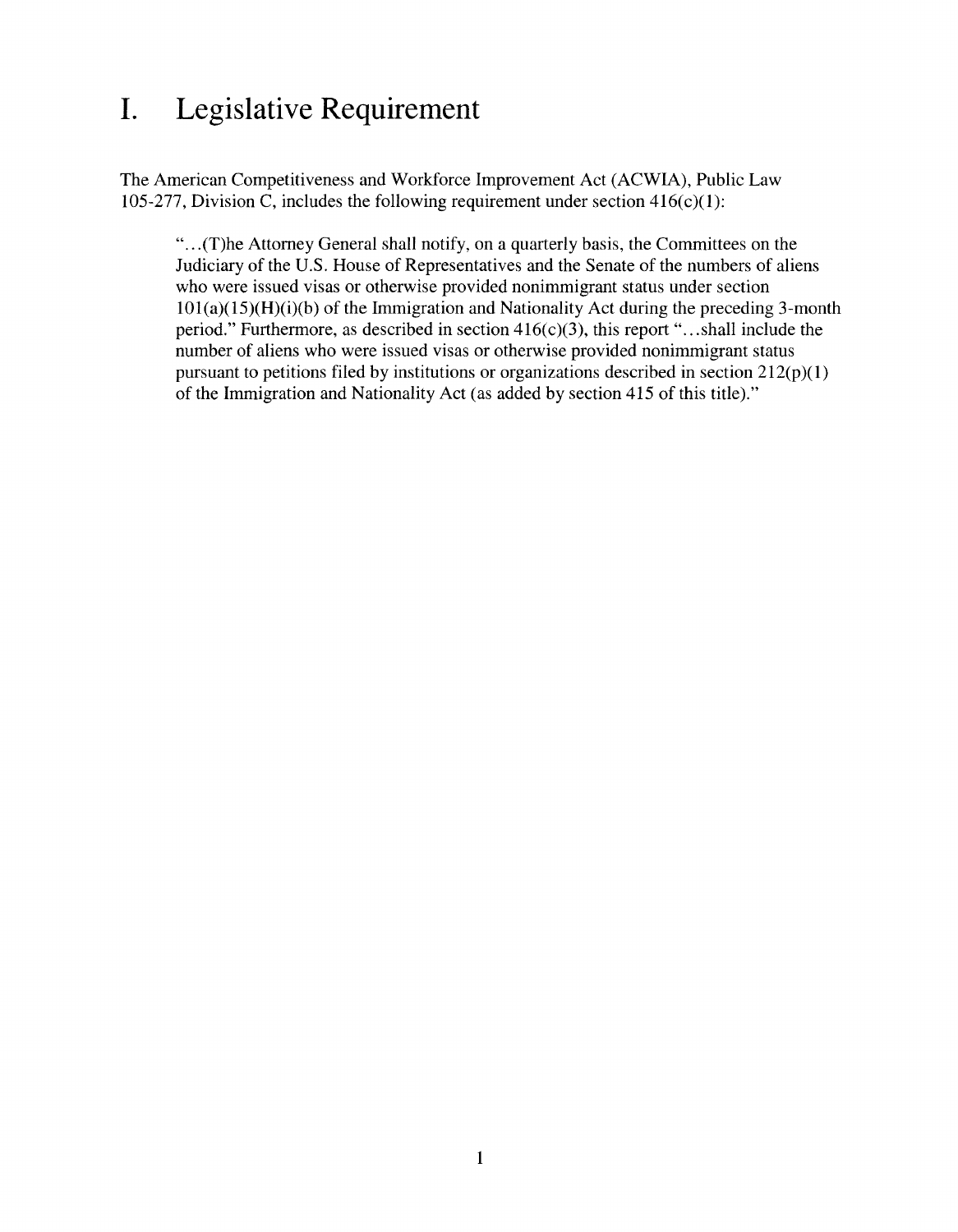# I. Legislative Requirement

The American Competitiveness and Workforce Improvement Act (ACWIA), Public Law 105-277, Division C, includes the following requirement under section 416(c)(1):

> "...(T)he Attorney General shall notify, on a quarterly basis, the Committees on the Judiciary of the U.S. House of Representatives and the Senate of the numbers of aliens who were issued visas or otherwise provided nonimmigrant status under section 101(a)(15)(H)(i)(b) of the Immigration and Nationality Act during the preceding 3-month period." Furthermore, as described in section 416(c)(3), this report "...shall include the number of aliens who were issued visas or otherwise provided nonimmigrant status pursuant to petitions filed by institutions or organizations described in section 212(p)(1) of the Immigration and Nationality Act (as added by section 415 of this title)."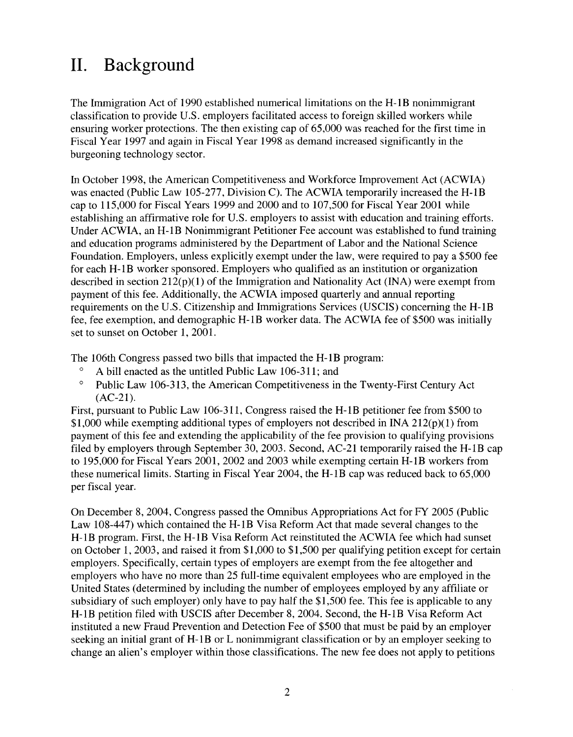# II. Background

The Immigration Act of 1990 established numerical limitations on the H-1B nonimmigrant classification to provide U.S. employers facilitated access to foreign skilled workers while ensuring worker protections. The then existing cap of 65,000 was reached for the first time in Fiscal Year 1997 and again in Fiscal Year 1998 as demand increased significantly in the burgeoning technology sector.

In October 1998, the American Competitiveness and Workforce Improvement Act (ACWIA) was enacted (Public Law 105-277, Division C). The ACWIA temporarily increased the H-1B cap to 115,000 for Fiscal Years 1999 and 2000 and to 107,500 for Fiscal Year 2001 while establishing an affirmative role for U.S. employers to assist with education and training efforts. Under ACWIA, an H-1B Nonimmigrant Petitioner Fee account was established to fund training and education programs administered by the Department of Labor and the National Science Foundation. Employers, unless explicitly exempt under the law, were required to pay a $500 fee for each H-1B worker sponsored. Employers who qualified as an institution or organization described in section 212(p)(1) of the Immigration and Nationality Act (INA) were exempt from payment of this fee. Additionally, the ACWIA imposed quarterly and annual reporting requirements on the U.S. Citizenship and Immigrations Services (USCIS) concerning the H-1B fee, fee exemption, and demographic H-1B worker data. The ACWIA fee of $500 was initially set to sunset on October 1, 2001.

The 106th Congress passed two bills that impacted the H-1B program:

- A bill enacted as the untitled Public Law 106-311; and
- Public Law 106-313, the American Competitiveness in the Twenty-First Century Act (AC-21).

First, pursuant to Public Law 106-311, Congress raised the H-1B petitioner fee from $500 to $1,000 while exempting additional types of employers not described in INA 212(p)(1) from payment of this fee and extending the applicability of the fee provision to qualifying provisions filed by employers through September 30, 2003. Second, AC-21 temporarily raised the H-1B cap to 195,000 for Fiscal Years 2001, 2002 and 2003 while exempting certain H-1B workers from these numerical limits. Starting in Fiscal Year 2004, the H-1B cap was reduced back to 65,000 per fiscal year.

On December 8, 2004, Congress passed the Omnibus Appropriations Act for FY 2005 (Public Law 108-447) which contained the H-1B Visa Reform Act that made several changes to the H-1B program. First, the H-1B Visa Reform Act reinstituted the ACWIA fee which had sunset on October 1, 2003, and raised it from $1,000 to $1,500 per qualifying petition except for certain employers. Specifically, certain types of employers are exempt from the fee altogether and employers who have no more than 25 full-time equivalent employees who are employed in the United States (determined by including the number of employees employed by any affiliate or subsidiary of such employer) only have to pay half the $1,500 fee. This fee is applicable to any H-1B petition filed with USCIS after December 8, 2004. Second, the H-1B Visa Reform Act instituted a new Fraud Prevention and Detection Fee of $500 that must be paid by an employer seeking an initial grant of H-1B or L nonimmigrant classification or by an employer seeking to change an alien's employer within those classifications. The new fee does not apply to petitions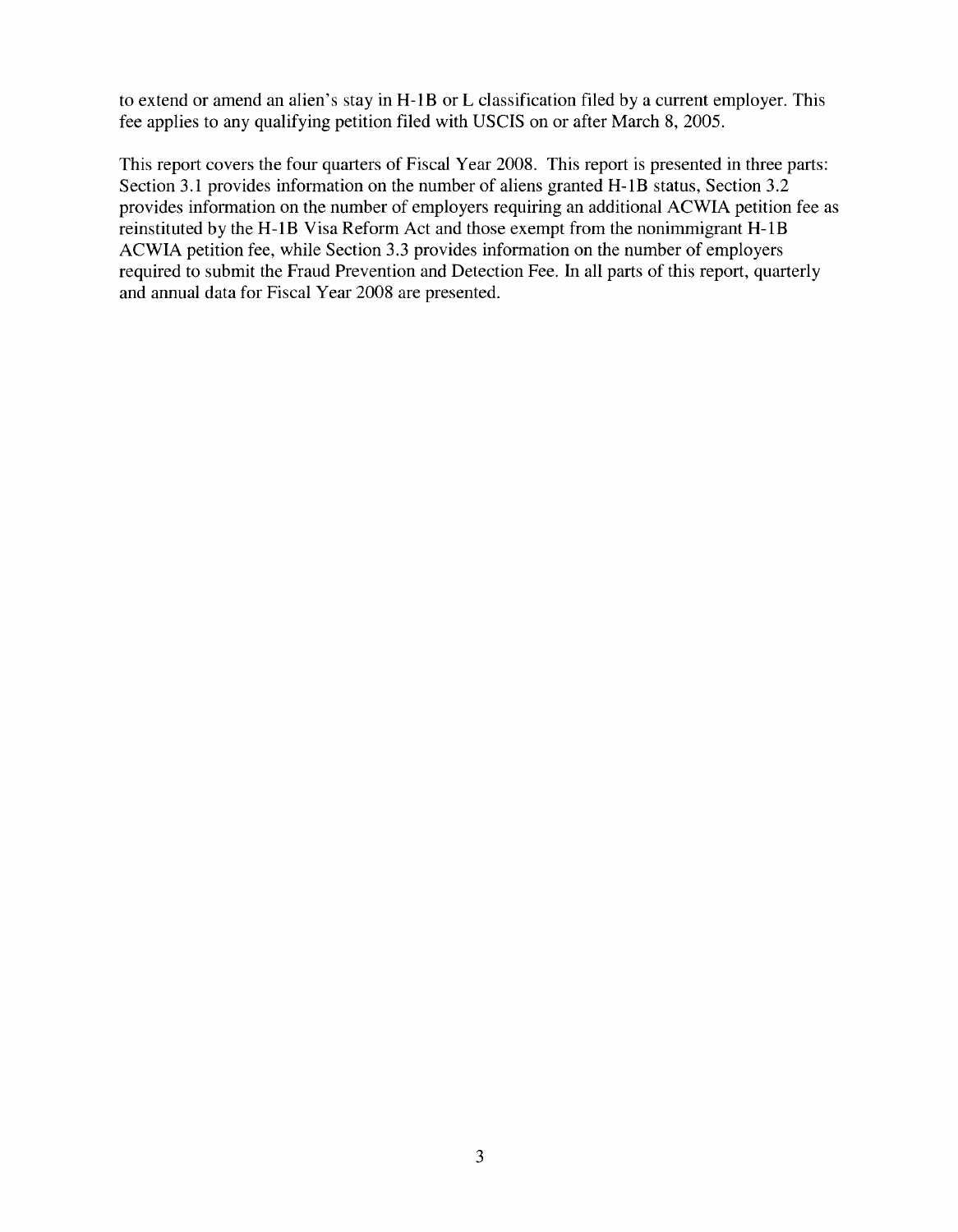to extend or amend an alien's stay in H-1B or L classification filed by a current employer. This fee applies to any qualifying petition filed with USCIS on or after March 8, 2005.

This report covers the four quarters of Fiscal Year 2008. This report is presented in three parts: Section 3.1 provides information on the number of aliens granted H-1B status, Section 3.2 provides information on the number of employers requiring an additional ACWIA petition fee as reinstituted by the H-1B Visa Reform Act and those exempt from the nonimmigrant H-1B ACWIA petition fee, while Section 3.3 provides information on the number of employers required to submit the Fraud Prevention and Detection Fee. In all parts of this report, quarterly and annual data for Fiscal Year 2008 are presented.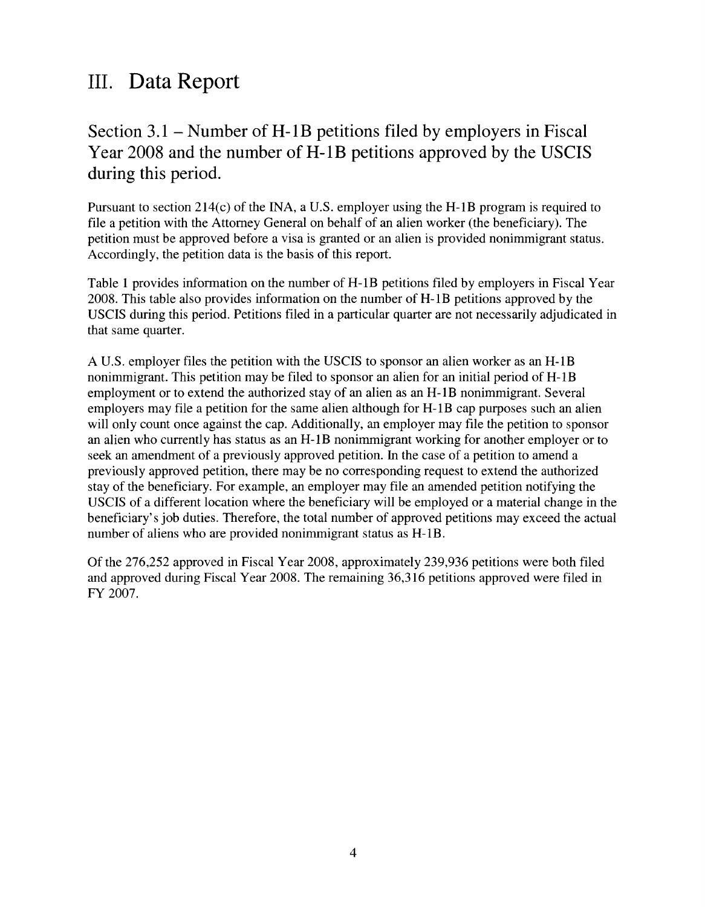# III. Data Report

## Section 3.1 – Number of H-1B petitions filed by employers in Fiscal Year 2008 and the number of H-1B petitions approved by the USCIS during this period.

Pursuant to section 214(c) of the INA, a U.S. employer using the H-1B program is required to file a petition with the Attorney General on behalf of an alien worker (the beneficiary). The petition must be approved before a visa is granted or an alien is provided nonimmigrant status. Accordingly, the petition data is the basis of this report.

Table 1 provides information on the number of H-1B petitions filed by employers in Fiscal Year 2008. This table also provides information on the number of H-1B petitions approved by the USCIS during this period. Petitions filed in a particular quarter are not necessarily adjudicated in that same quarter.

A U.S. employer files the petition with the USCIS to sponsor an alien worker as an H-1B nonimmigrant. This petition may be filed to sponsor an alien for an initial period of H-1B employment or to extend the authorized stay of an alien as an H-1B nonimmigrant. Several employers may file a petition for the same alien although for H-1B cap purposes such an alien will only count once against the cap. Additionally, an employer may file the petition to sponsor an alien who currently has status as an H-1B nonimmigrant working for another employer or to seek an amendment of a previously approved petition. In the case of a petition to amend a previously approved petition, there may be no corresponding request to extend the authorized stay of the beneficiary. For example, an employer may file an amended petition notifying the USCIS of a different location where the beneficiary will be employed or a material change in the beneficiary's job duties. Therefore, the total number of approved petitions may exceed the actual number of aliens who are provided nonimmigrant status as H-1B.

Of the 276,252 approved in Fiscal Year 2008, approximately 239,936 petitions were both filed and approved during Fiscal Year 2008. The remaining 36,316 petitions approved were filed in FY 2007.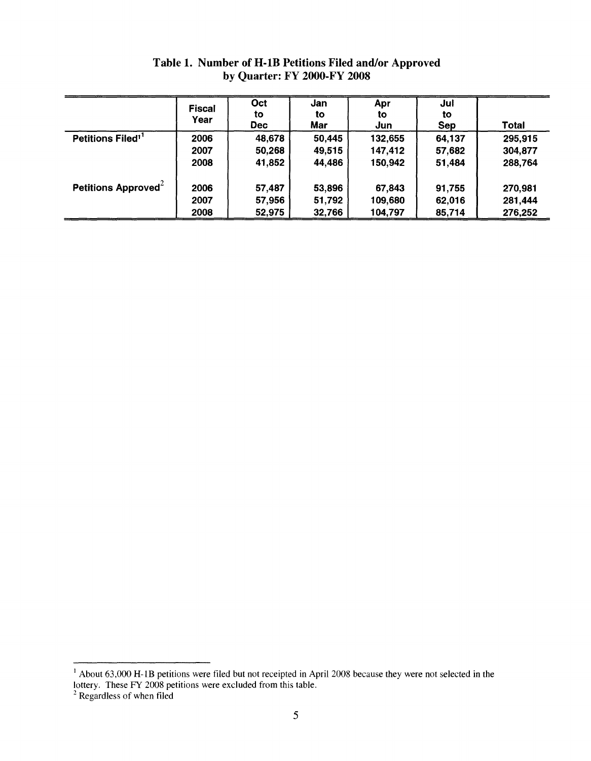**Table 1. Number of H-1B Petitions Filed and/or Approved by Quarter: FY 2000-FY 2008**

| | Fiscal Year | Oct to Dec | Jan to Mar | Apr to Jun | Jul to Sep | Total |
|---|---|---|---|---|---|---|
| **Petitions Filed[1]** | 2006 | 48,678 | 50,445 | 132,655 | 64,137 | 295,915 |
| | 2007 | 50,268 | 49,515 | 147,412 | 57,682 | 304,877 |
| | 2008 | 41,852 | 44,486 | 150,942 | 51,484 | 288,764 |
| **Petitions Approved[2]** | 2006 | 57,487 | 53,896 | 67,843 | 91,755 | 270,981 |
| | 2007 | 57,956 | 51,792 | 109,680 | 62,016 | 281,444 |
| | 2008 | 52,975 | 32,766 | 104,797 | 85,714 | 276,252 |

[1] About 63,000 H-1B petitions were filed but not receipted in April 2008 because they were not selected in the lottery. These FY 2008 petitions were excluded from this table.

[2] Regardless of when filed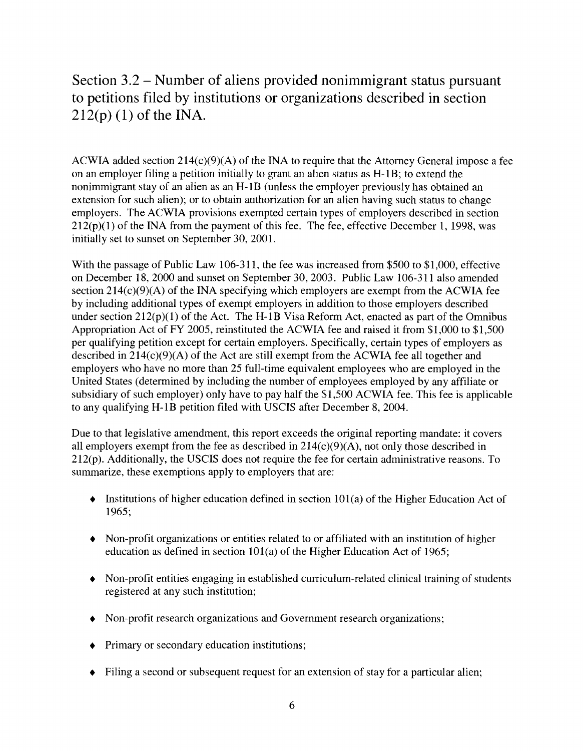## Section 3.2 – Number of aliens provided nonimmigrant status pursuant to petitions filed by institutions or organizations described in section 212(p) (1) of the INA.

ACWIA added section 214(c)(9)(A) of the INA to require that the Attorney General impose a fee on an employer filing a petition initially to grant an alien status as H-1B; to extend the nonimmigrant stay of an alien as an H-1B (unless the employer previously has obtained an extension for such alien); or to obtain authorization for an alien having such status to change employers. The ACWIA provisions exempted certain types of employers described in section 212(p)(1) of the INA from the payment of this fee. The fee, effective December 1, 1998, was initially set to sunset on September 30, 2001.

With the passage of Public Law 106-311, the fee was increased from $500 to $1,000, effective on December 18, 2000 and sunset on September 30, 2003. Public Law 106-311 also amended section 214(c)(9)(A) of the INA specifying which employers are exempt from the ACWIA fee by including additional types of exempt employers in addition to those employers described under section 212(p)(1) of the Act. The H-1B Visa Reform Act, enacted as part of the Omnibus Appropriation Act of FY 2005, reinstituted the ACWIA fee and raised it from $1,000 to $1,500 per qualifying petition except for certain employers. Specifically, certain types of employers as described in 214(c)(9)(A) of the Act are still exempt from the ACWIA fee all together and employers who have no more than 25 full-time equivalent employees who are employed in the United States (determined by including the number of employees employed by any affiliate or subsidiary of such employer) only have to pay half the $1,500 ACWIA fee. This fee is applicable to any qualifying H-1B petition filed with USCIS after December 8, 2004.

Due to that legislative amendment, this report exceeds the original reporting mandate: it covers all employers exempt from the fee as described in 214(c)(9)(A), not only those described in 212(p). Additionally, the USCIS does not require the fee for certain administrative reasons. To summarize, these exemptions apply to employers that are:

- Institutions of higher education defined in section 101(a) of the Higher Education Act of 1965;
- Non-profit organizations or entities related to or affiliated with an institution of higher education as defined in section 101(a) of the Higher Education Act of 1965;
- Non-profit entities engaging in established curriculum-related clinical training of students registered at any such institution;
- Non-profit research organizations and Government research organizations;
- Primary or secondary education institutions;
- Filing a second or subsequent request for an extension of stay for a particular alien;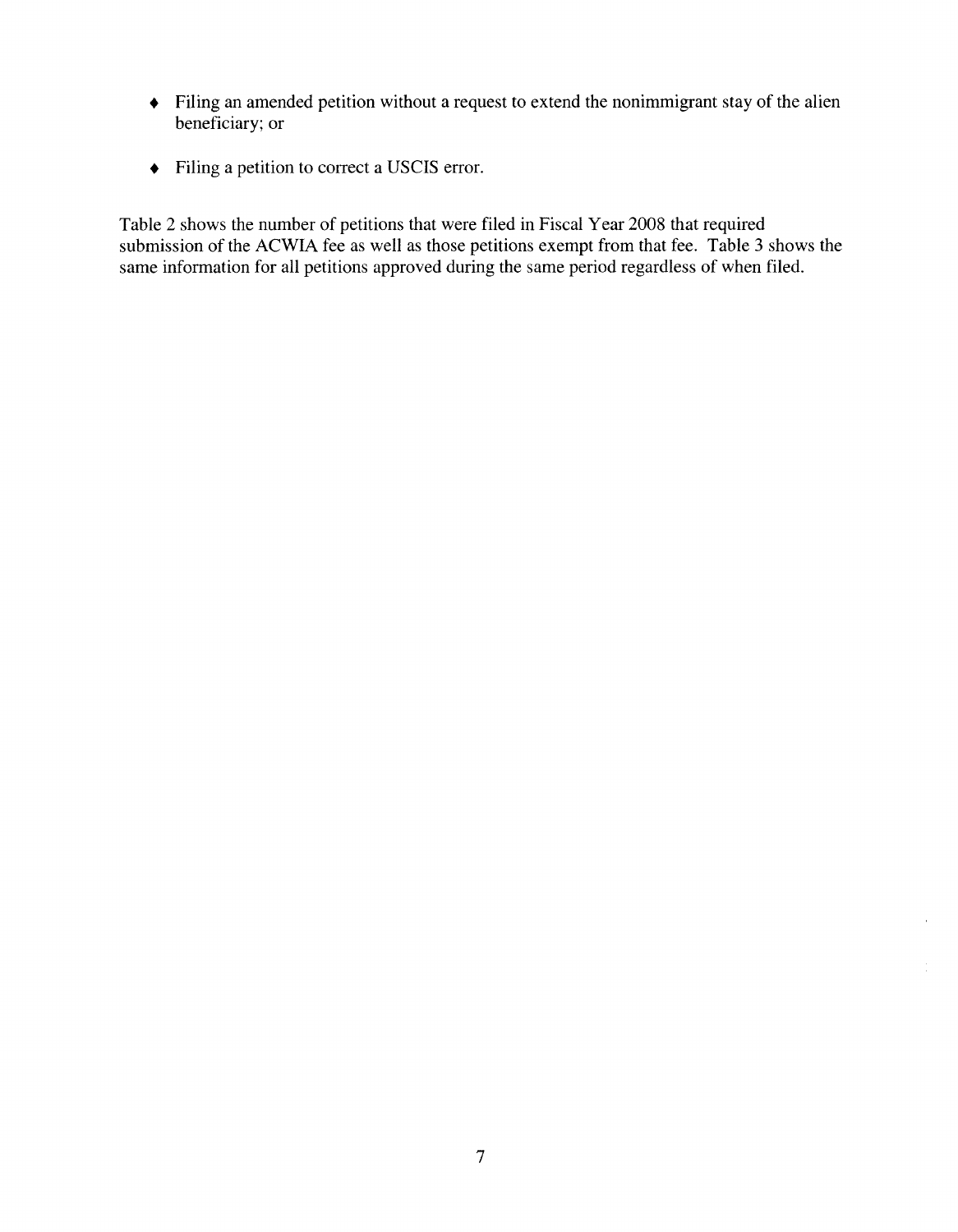- Filing an amended petition without a request to extend the nonimmigrant stay of the alien beneficiary; or

- Filing a petition to correct a USCIS error.

Table 2 shows the number of petitions that were filed in Fiscal Year 2008 that required submission of the ACWIA fee as well as those petitions exempt from that fee. Table 3 shows the same information for all petitions approved during the same period regardless of when filed.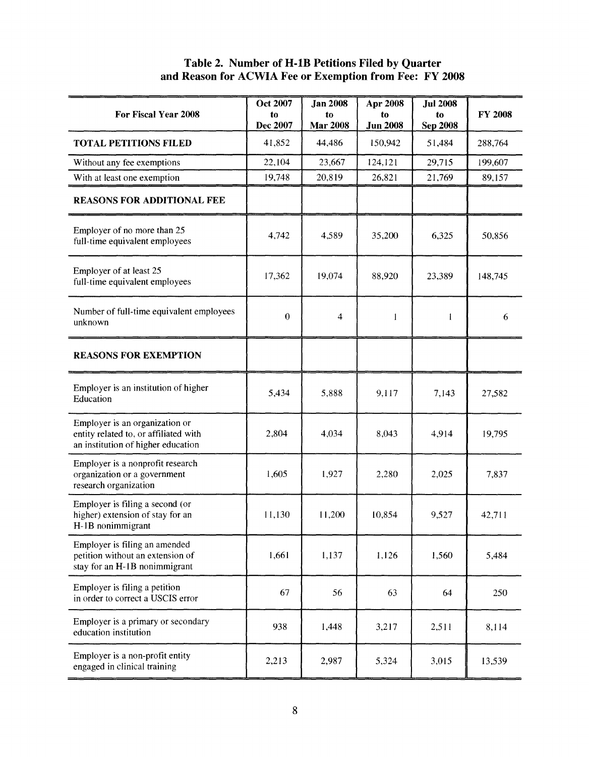### Table 2. Number of H-1B Petitions Filed by Quarter and Reason for ACWIA Fee or Exemption from Fee: FY 2008

| For Fiscal Year 2008 | Oct 2007 to Dec 2007 | Jan 2008 to Mar 2008 | Apr 2008 to Jun 2008 | Jul 2008 to Sep 2008 | FY 2008 |
|---|---|---|---|---|---|
| **TOTAL PETITIONS FILED** | 41,852 | 44,486 | 150,942 | 51,484 | 288,764 |
| Without any fee exemptions | 22,104 | 23,667 | 124,121 | 29,715 | 199,607 |
| With at least one exemption | 19,748 | 20,819 | 26,821 | 21,769 | 89,157 |
| **REASONS FOR ADDITIONAL FEE** | | | | | |
| Employer of no more than 25 full-time equivalent employees | 4,742 | 4,589 | 35,200 | 6,325 | 50,856 |
| Employer of at least 25 full-time equivalent employees | 17,362 | 19,074 | 88,920 | 23,389 | 148,745 |
| Number of full-time equivalent employees unknown | 0 | 4 | 1 | 1 | 6 |
| **REASONS FOR EXEMPTION** | | | | | |
| Employer is an institution of higher Education | 5,434 | 5,888 | 9,117 | 7,143 | 27,582 |
| Employer is an organization or entity related to, or affiliated with an institution of higher education | 2,804 | 4,034 | 8,043 | 4,914 | 19,795 |
| Employer is a nonprofit research organization or a government research organization | 1,605 | 1,927 | 2,280 | 2,025 | 7,837 |
| Employer is filing a second (or higher) extension of stay for an H-1B nonimmigrant | 11,130 | 11,200 | 10,854 | 9,527 | 42,711 |
| Employer is filing an amended petition without an extension of stay for an H-1B nonimmigrant | 1,661 | 1,137 | 1,126 | 1,560 | 5,484 |
| Employer is filing a petition in order to correct a USCIS error | 67 | 56 | 63 | 64 | 250 |
| Employer is a primary or secondary education institution | 938 | 1,448 | 3,217 | 2,511 | 8,114 |
| Employer is a non-profit entity engaged in clinical training | 2,213 | 2,987 | 5,324 | 3,015 | 13,539 |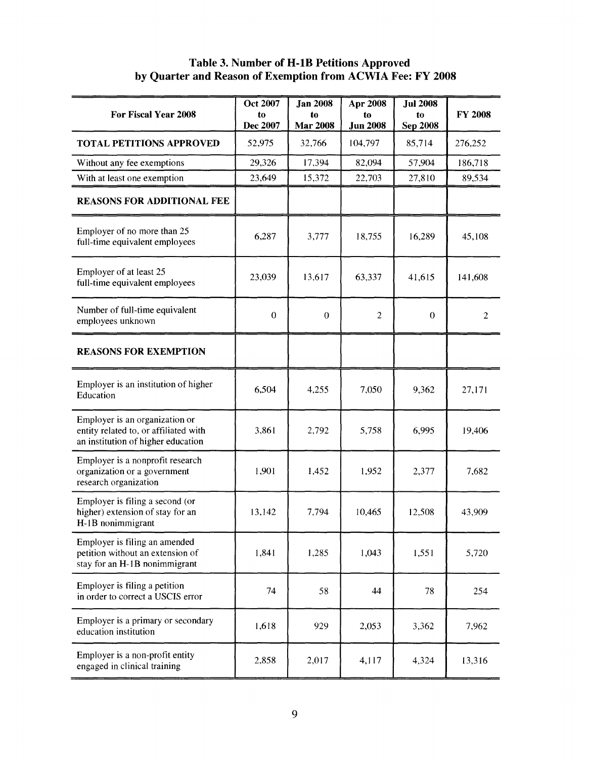# Table 3. Number of H-1B Petitions Approved by Quarter and Reason of Exemption from ACWIA Fee: FY 2008

| For Fiscal Year 2008 | Oct 2007 to Dec 2007 | Jan 2008 to Mar 2008 | Apr 2008 to Jun 2008 | Jul 2008 to Sep 2008 | FY 2008 |
|---|---|---|---|---|---|
| **TOTAL PETITIONS APPROVED** | 52,975 | 32,766 | 104,797 | 85,714 | 276,252 |
| Without any fee exemptions | 29,326 | 17,394 | 82,094 | 57,904 | 186,718 |
| With at least one exemption | 23,649 | 15,372 | 22,703 | 27,810 | 89,534 |
| **REASONS FOR ADDITIONAL FEE** | | | | | |
| Employer of no more than 25 full-time equivalent employees | 6,287 | 3,777 | 18,755 | 16,289 | 45,108 |
| Employer of at least 25 full-time equivalent employees | 23,039 | 13,617 | 63,337 | 41,615 | 141,608 |
| Number of full-time equivalent employees unknown | 0 | 0 | 2 | 0 | 2 |
| **REASONS FOR EXEMPTION** | | | | | |
| Employer is an institution of higher Education | 6,504 | 4,255 | 7,050 | 9,362 | 27,171 |
| Employer is an organization or entity related to, or affiliated with an institution of higher education | 3,861 | 2,792 | 5,758 | 6,995 | 19,406 |
| Employer is a nonprofit research organization or a government research organization | 1,901 | 1,452 | 1,952 | 2,377 | 7,682 |
| Employer is filing a second (or higher) extension of stay for an H-1B nonimmigrant | 13,142 | 7,794 | 10,465 | 12,508 | 43,909 |
| Employer is filing an amended petition without an extension of stay for an H-1B nonimmigrant | 1,841 | 1,285 | 1,043 | 1,551 | 5,720 |
| Employer is filing a petition in order to correct a USCIS error | 74 | 58 | 44 | 78 | 254 |
| Employer is a primary or secondary education institution | 1,618 | 929 | 2,053 | 3,362 | 7,962 |
| Employer is a non-profit entity engaged in clinical training | 2,858 | 2,017 | 4,117 | 4,324 | 13,316 |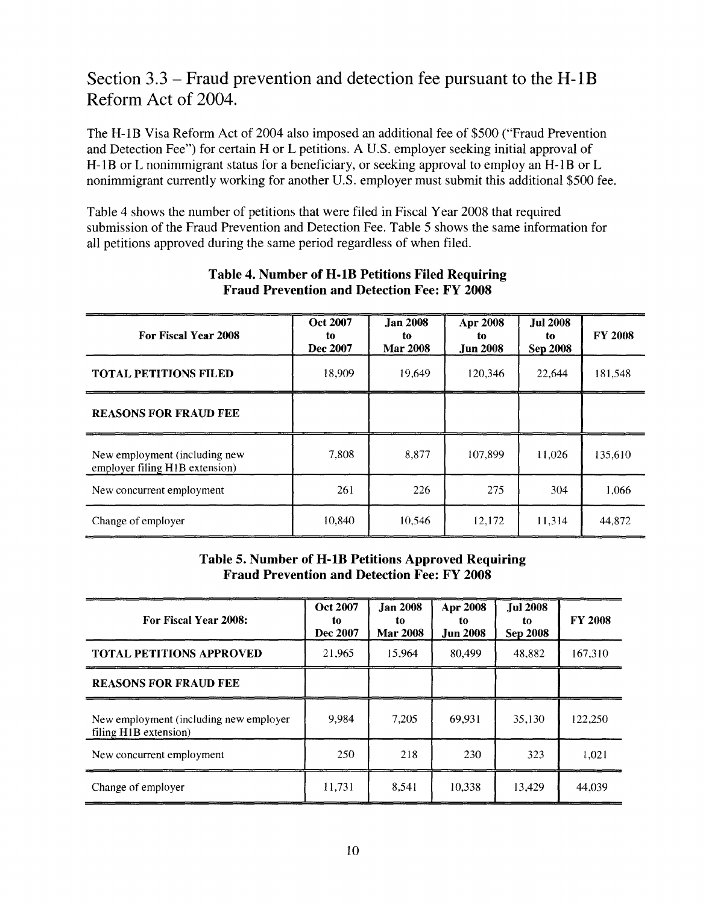## Section 3.3 – Fraud prevention and detection fee pursuant to the H-1B Reform Act of 2004.

The H-1B Visa Reform Act of 2004 also imposed an additional fee of $500 ("Fraud Prevention and Detection Fee") for certain H or L petitions. A U.S. employer seeking initial approval of H-1B or L nonimmigrant status for a beneficiary, or seeking approval to employ an H-1B or L nonimmigrant currently working for another U.S. employer must submit this additional $500 fee.

Table 4 shows the number of petitions that were filed in Fiscal Year 2008 that required submission of the Fraud Prevention and Detection Fee. Table 5 shows the same information for all petitions approved during the same period regardless of when filed.

**Table 4. Number of H-1B Petitions Filed Requiring Fraud Prevention and Detection Fee: FY 2008**

| For Fiscal Year 2008 | Oct 2007 to Dec 2007 | Jan 2008 to Mar 2008 | Apr 2008 to Jun 2008 | Jul 2008 to Sep 2008 | FY 2008 |
|---|---|---|---|---|---|
| **TOTAL PETITIONS FILED** | 18,909 | 19,649 | 120,346 | 22,644 | 181,548 |
| **REASONS FOR FRAUD FEE** | | | | | |
| New employment (including new employer filing H1B extension) | 7,808 | 8,877 | 107,899 | 11,026 | 135,610 |
| New concurrent employment | 261 | 226 | 275 | 304 | 1,066 |
| Change of employer | 10,840 | 10,546 | 12,172 | 11,314 | 44,872 |

**Table 5. Number of H-1B Petitions Approved Requiring Fraud Prevention and Detection Fee: FY 2008**

| For Fiscal Year 2008: | Oct 2007 to Dec 2007 | Jan 2008 to Mar 2008 | Apr 2008 to Jun 2008 | Jul 2008 to Sep 2008 | FY 2008 |
|---|---|---|---|---|---|
| **TOTAL PETITIONS APPROVED** | 21,965 | 15,964 | 80,499 | 48,882 | 167,310 |
| **REASONS FOR FRAUD FEE** | | | | | |
| New employment (including new employer filing H1B extension) | 9,984 | 7,205 | 69,931 | 35,130 | 122,250 |
| New concurrent employment | 250 | 218 | 230 | 323 | 1,021 |
| Change of employer | 11,731 | 8,541 | 10,338 | 13,429 | 44,039 |